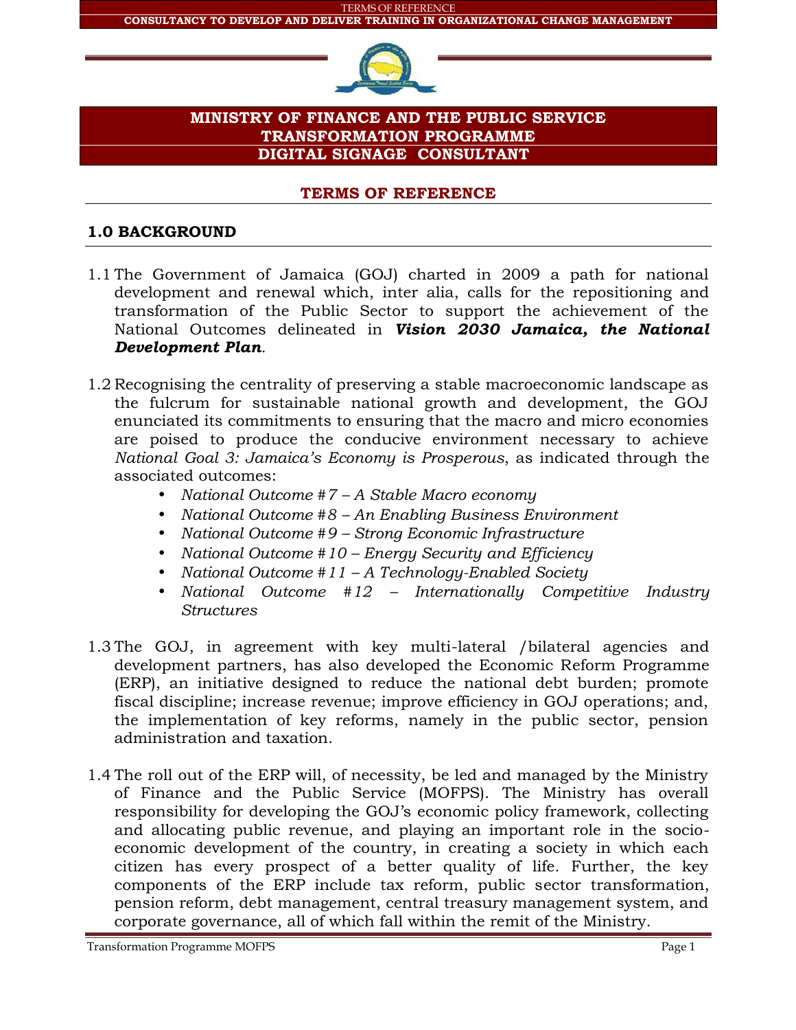# MINISTRY OF FINANCE AND THE PUBLIC SERVICE
# TRANSFORMATION PROGRAMME
# DIGITAL SIGNAGE CONSULTANT

## TERMS OF REFERENCE

## 1.0 BACKGROUND

1.1 The Government of Jamaica (GOJ) charted in 2009 a path for national development and renewal which, inter alia, calls for the repositioning and transformation of the Public Sector to support the achievement of the National Outcomes delineated in ***Vision 2030 Jamaica, the National Development Plan***.

1.2 Recognising the centrality of preserving a stable macroeconomic landscape as the fulcrum for sustainable national growth and development, the GOJ enunciated its commitments to ensuring that the macro and micro economies are poised to produce the conducive environment necessary to achieve *National Goal 3: Jamaica's Economy is Prosperous*, as indicated through the associated outcomes:

- *National Outcome #7 – A Stable Macro economy*
- *National Outcome #8 – An Enabling Business Environment*
- *National Outcome #9 – Strong Economic Infrastructure*
- *National Outcome #10 – Energy Security and Efficiency*
- *National Outcome #11 – A Technology-Enabled Society*
- *National Outcome #12 – Internationally Competitive Industry Structures*

1.3 The GOJ, in agreement with key multi-lateral /bilateral agencies and development partners, has also developed the Economic Reform Programme (ERP), an initiative designed to reduce the national debt burden; promote fiscal discipline; increase revenue; improve efficiency in GOJ operations; and, the implementation of key reforms, namely in the public sector, pension administration and taxation.

1.4 The roll out of the ERP will, of necessity, be led and managed by the Ministry of Finance and the Public Service (MOFPS). The Ministry has overall responsibility for developing the GOJ's economic policy framework, collecting and allocating public revenue, and playing an important role in the socio-economic development of the country, in creating a society in which each citizen has every prospect of a better quality of life. Further, the key components of the ERP include tax reform, public sector transformation, pension reform, debt management, central treasury management system, and corporate governance, all of which fall within the remit of the Ministry.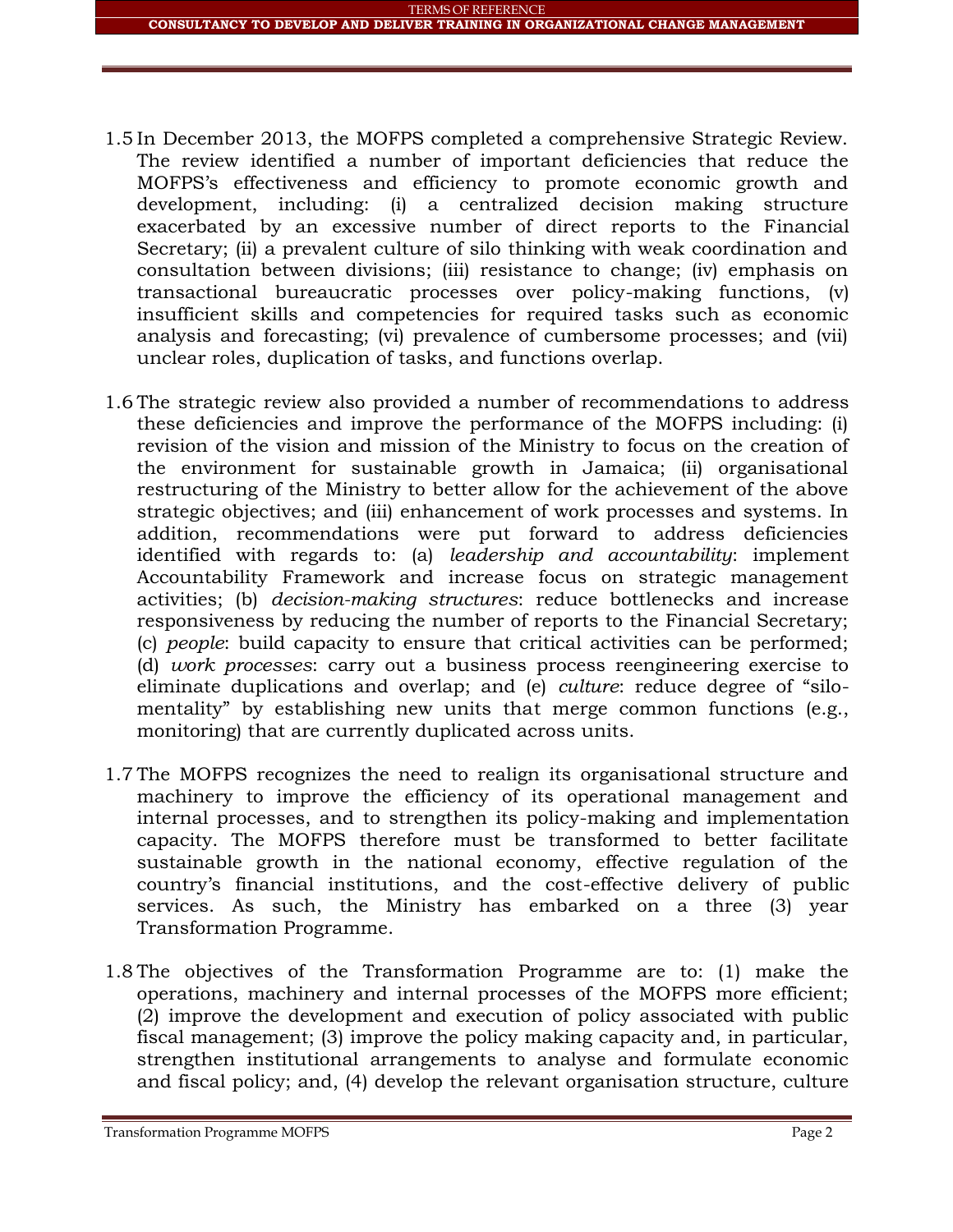1.5 In December 2013, the MOFPS completed a comprehensive Strategic Review. The review identified a number of important deficiencies that reduce the MOFPS's effectiveness and efficiency to promote economic growth and development, including: (i) a centralized decision making structure exacerbated by an excessive number of direct reports to the Financial Secretary; (ii) a prevalent culture of silo thinking with weak coordination and consultation between divisions; (iii) resistance to change; (iv) emphasis on transactional bureaucratic processes over policy-making functions, (v) insufficient skills and competencies for required tasks such as economic analysis and forecasting; (vi) prevalence of cumbersome processes; and (vii) unclear roles, duplication of tasks, and functions overlap.

1.6 The strategic review also provided a number of recommendations to address these deficiencies and improve the performance of the MOFPS including: (i) revision of the vision and mission of the Ministry to focus on the creation of the environment for sustainable growth in Jamaica; (ii) organisational restructuring of the Ministry to better allow for the achievement of the above strategic objectives; and (iii) enhancement of work processes and systems. In addition, recommendations were put forward to address deficiencies identified with regards to: (a) *leadership and accountability*: implement Accountability Framework and increase focus on strategic management activities; (b) *decision-making structures*: reduce bottlenecks and increase responsiveness by reducing the number of reports to the Financial Secretary; (c) *people*: build capacity to ensure that critical activities can be performed; (d) *work processes*: carry out a business process reengineering exercise to eliminate duplications and overlap; and (e) *culture*: reduce degree of "silo-mentality" by establishing new units that merge common functions (e.g., monitoring) that are currently duplicated across units.

1.7 The MOFPS recognizes the need to realign its organisational structure and machinery to improve the efficiency of its operational management and internal processes, and to strengthen its policy-making and implementation capacity. The MOFPS therefore must be transformed to better facilitate sustainable growth in the national economy, effective regulation of the country's financial institutions, and the cost-effective delivery of public services. As such, the Ministry has embarked on a three (3) year Transformation Programme.

1.8 The objectives of the Transformation Programme are to: (1) make the operations, machinery and internal processes of the MOFPS more efficient; (2) improve the development and execution of policy associated with public fiscal management; (3) improve the policy making capacity and, in particular, strengthen institutional arrangements to analyse and formulate economic and fiscal policy; and, (4) develop the relevant organisation structure, culture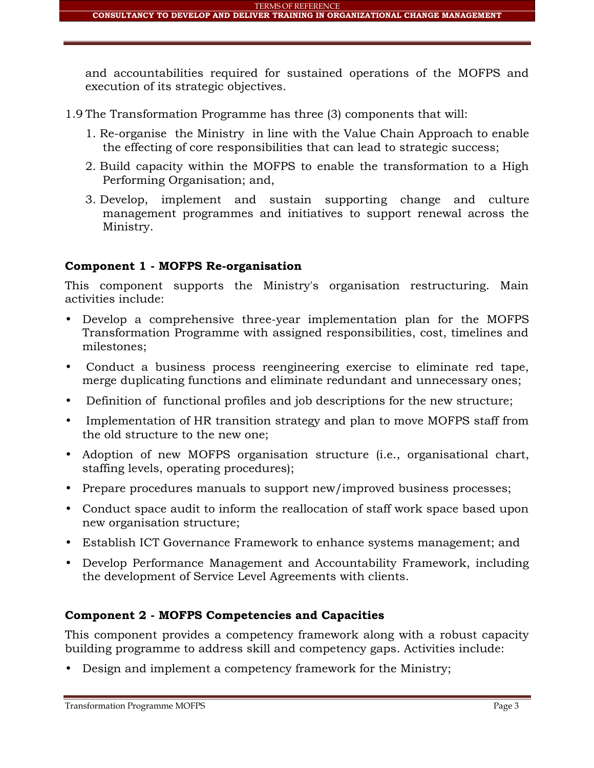and accountabilities required for sustained operations of the MOFPS and execution of its strategic objectives.

1.9 The Transformation Programme has three (3) components that will:

1. Re-organise the Ministry in line with the Value Chain Approach to enable the effecting of core responsibilities that can lead to strategic success;
2. Build capacity within the MOFPS to enable the transformation to a High Performing Organisation; and,
3. Develop, implement and sustain supporting change and culture management programmes and initiatives to support renewal across the Ministry.

**Component 1 - MOFPS Re-organisation**

This component supports the Ministry's organisation restructuring. Main activities include:

- Develop a comprehensive three-year implementation plan for the MOFPS Transformation Programme with assigned responsibilities, cost, timelines and milestones;
- Conduct a business process reengineering exercise to eliminate red tape, merge duplicating functions and eliminate redundant and unnecessary ones;
- Definition of functional profiles and job descriptions for the new structure;
- Implementation of HR transition strategy and plan to move MOFPS staff from the old structure to the new one;
- Adoption of new MOFPS organisation structure (i.e., organisational chart, staffing levels, operating procedures);
- Prepare procedures manuals to support new/improved business processes;
- Conduct space audit to inform the reallocation of staff work space based upon new organisation structure;
- Establish ICT Governance Framework to enhance systems management; and
- Develop Performance Management and Accountability Framework, including the development of Service Level Agreements with clients.

**Component 2 - MOFPS Competencies and Capacities**

This component provides a competency framework along with a robust capacity building programme to address skill and competency gaps. Activities include:

- Design and implement a competency framework for the Ministry;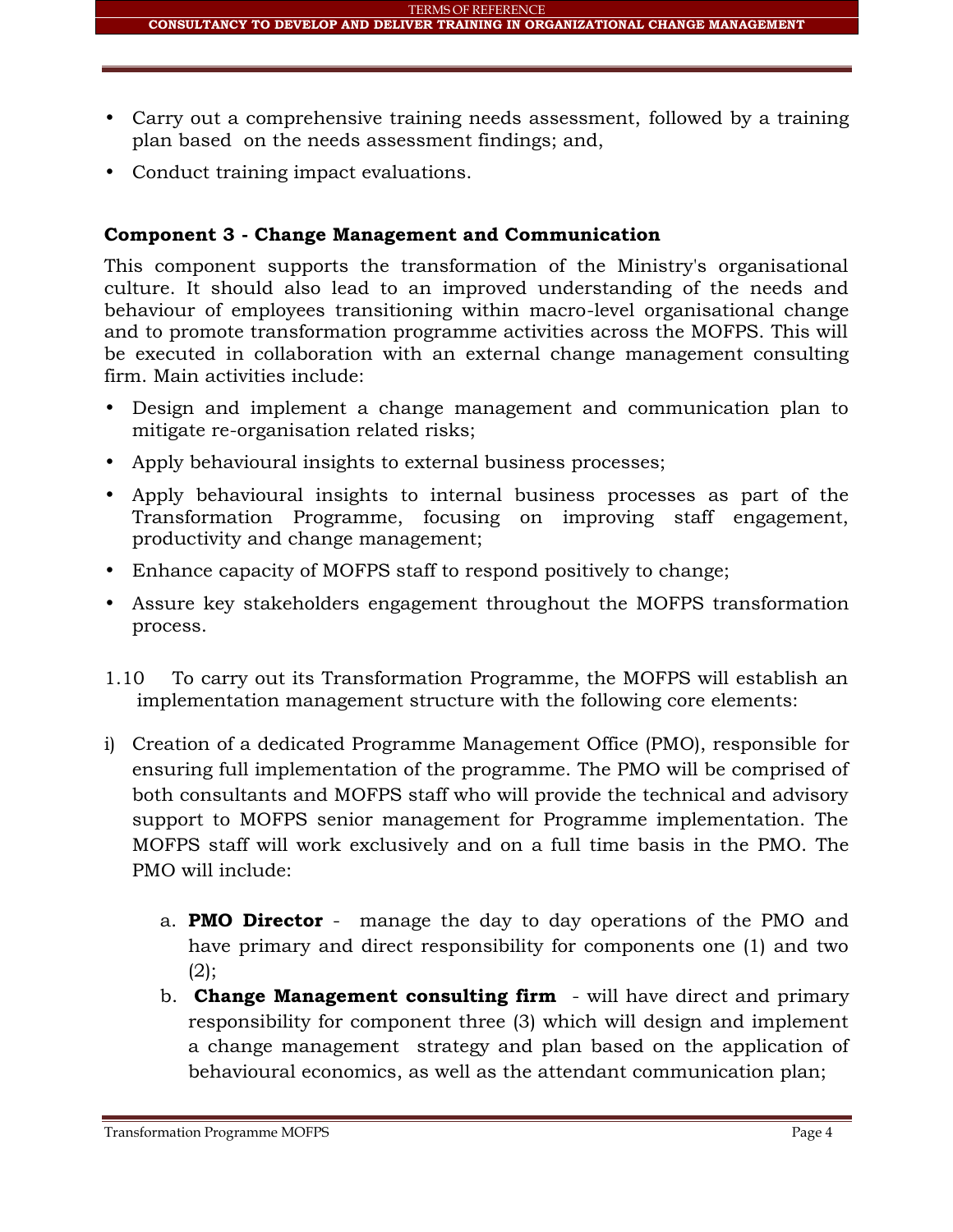- Carry out a comprehensive training needs assessment, followed by a training plan based on the needs assessment findings; and,
- Conduct training impact evaluations.

**Component 3 - Change Management and Communication**

This component supports the transformation of the Ministry's organisational culture. It should also lead to an improved understanding of the needs and behaviour of employees transitioning within macro-level organisational change and to promote transformation programme activities across the MOFPS. This will be executed in collaboration with an external change management consulting firm. Main activities include:

- Design and implement a change management and communication plan to mitigate re-organisation related risks;
- Apply behavioural insights to external business processes;
- Apply behavioural insights to internal business processes as part of the Transformation Programme, focusing on improving staff engagement, productivity and change management;
- Enhance capacity of MOFPS staff to respond positively to change;
- Assure key stakeholders engagement throughout the MOFPS transformation process.

1.10 To carry out its Transformation Programme, the MOFPS will establish an implementation management structure with the following core elements:

i) Creation of a dedicated Programme Management Office (PMO), responsible for ensuring full implementation of the programme. The PMO will be comprised of both consultants and MOFPS staff who will provide the technical and advisory support to MOFPS senior management for Programme implementation. The MOFPS staff will work exclusively and on a full time basis in the PMO. The PMO will include:

   a. **PMO Director** - manage the day to day operations of the PMO and have primary and direct responsibility for components one (1) and two (2);

   b. **Change Management consulting firm** - will have direct and primary responsibility for component three (3) which will design and implement a change management strategy and plan based on the application of behavioural economics, as well as the attendant communication plan;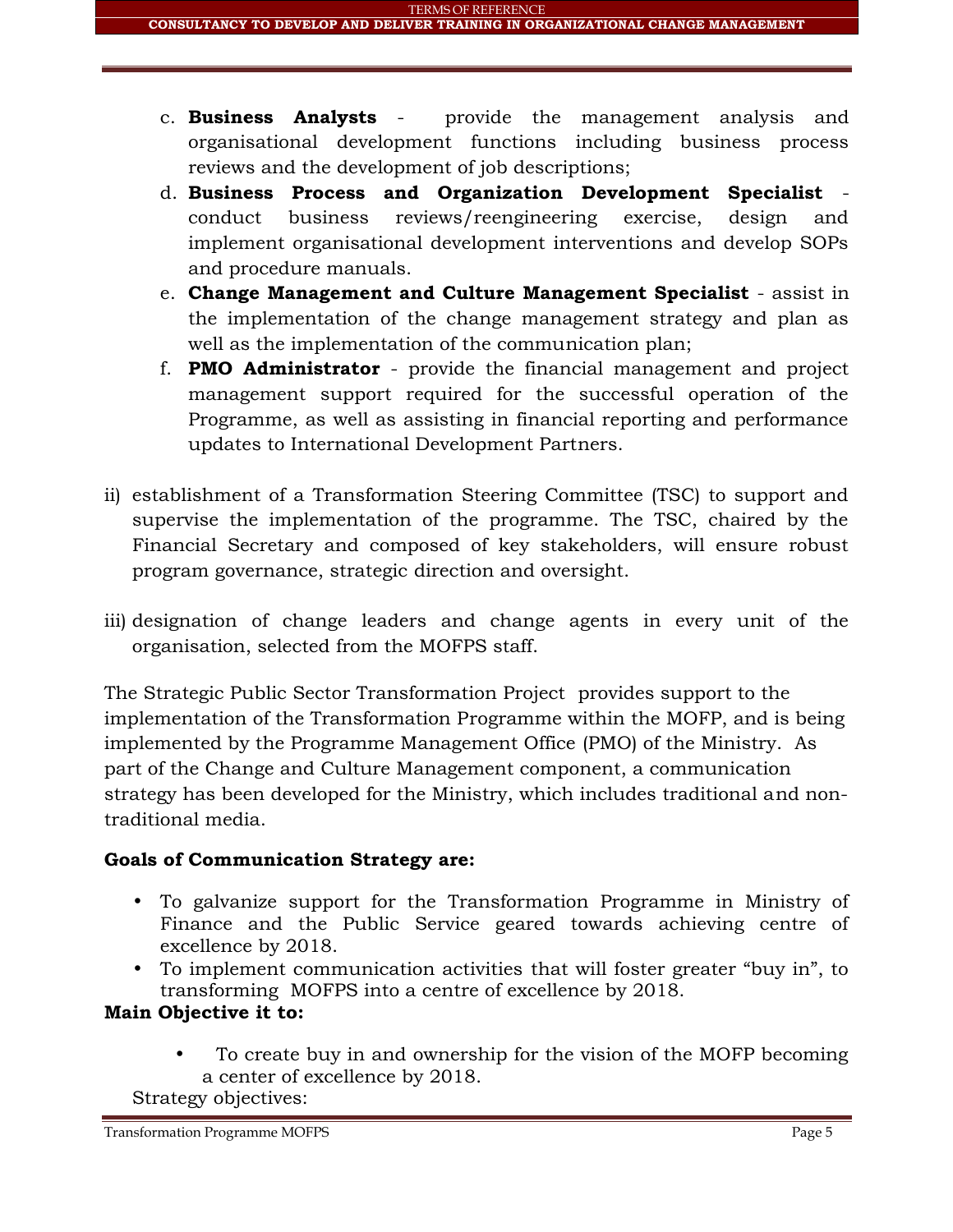c. **Business Analysts** - provide the management analysis and organisational development functions including business process reviews and the development of job descriptions;
d. **Business Process and Organization Development Specialist** - conduct business reviews/reengineering exercise, design and implement organisational development interventions and develop SOPs and procedure manuals.
e. **Change Management and Culture Management Specialist** - assist in the implementation of the change management strategy and plan as well as the implementation of the communication plan;
f. **PMO Administrator** - provide the financial management and project management support required for the successful operation of the Programme, as well as assisting in financial reporting and performance updates to International Development Partners.

ii) establishment of a Transformation Steering Committee (TSC) to support and supervise the implementation of the programme. The TSC, chaired by the Financial Secretary and composed of key stakeholders, will ensure robust program governance, strategic direction and oversight.

iii) designation of change leaders and change agents in every unit of the organisation, selected from the MOFPS staff.

The Strategic Public Sector Transformation Project provides support to the implementation of the Transformation Programme within the MOFP, and is being implemented by the Programme Management Office (PMO) of the Ministry. As part of the Change and Culture Management component, a communication strategy has been developed for the Ministry, which includes traditional and non-traditional media.

**Goals of Communication Strategy are:**

- To galvanize support for the Transformation Programme in Ministry of Finance and the Public Service geared towards achieving centre of excellence by 2018.
- To implement communication activities that will foster greater "buy in", to transforming MOFPS into a centre of excellence by 2018.

**Main Objective it to:**

- To create buy in and ownership for the vision of the MOFP becoming a center of excellence by 2018.

Strategy objectives: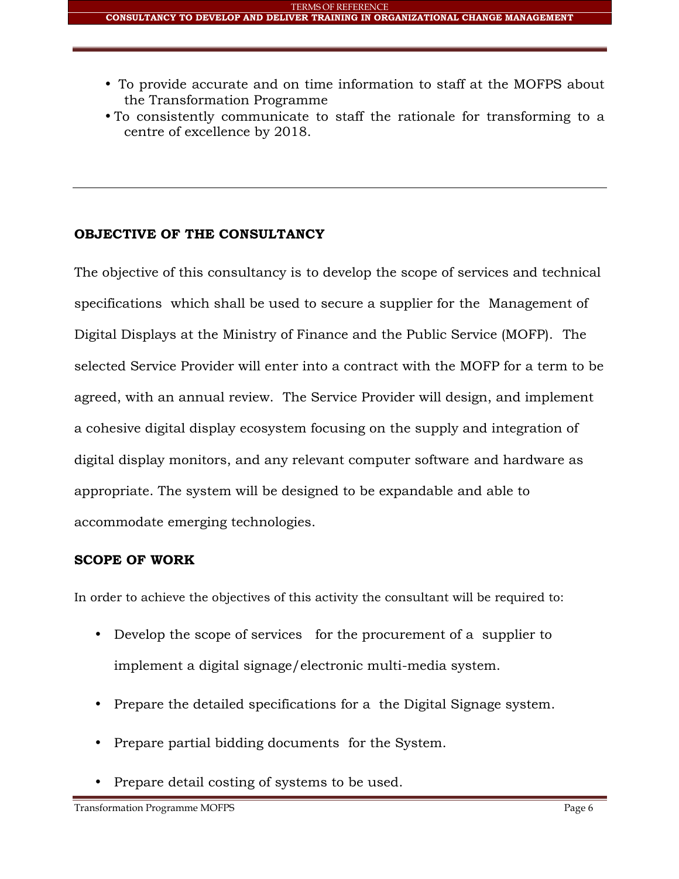- To provide accurate and on time information to staff at the MOFPS about the Transformation Programme
- To consistently communicate to staff the rationale for transforming to a centre of excellence by 2018.

---

## OBJECTIVE OF THE CONSULTANCY

The objective of this consultancy is to develop the scope of services and technical specifications which shall be used to secure a supplier for the Management of Digital Displays at the Ministry of Finance and the Public Service (MOFP). The selected Service Provider will enter into a contract with the MOFP for a term to be agreed, with an annual review. The Service Provider will design, and implement a cohesive digital display ecosystem focusing on the supply and integration of digital display monitors, and any relevant computer software and hardware as appropriate. The system will be designed to be expandable and able to accommodate emerging technologies.

## SCOPE OF WORK

In order to achieve the objectives of this activity the consultant will be required to:

- Develop the scope of services for the procurement of a supplier to implement a digital signage/electronic multi-media system.
- Prepare the detailed specifications for a the Digital Signage system.
- Prepare partial bidding documents for the System.
- Prepare detail costing of systems to be used.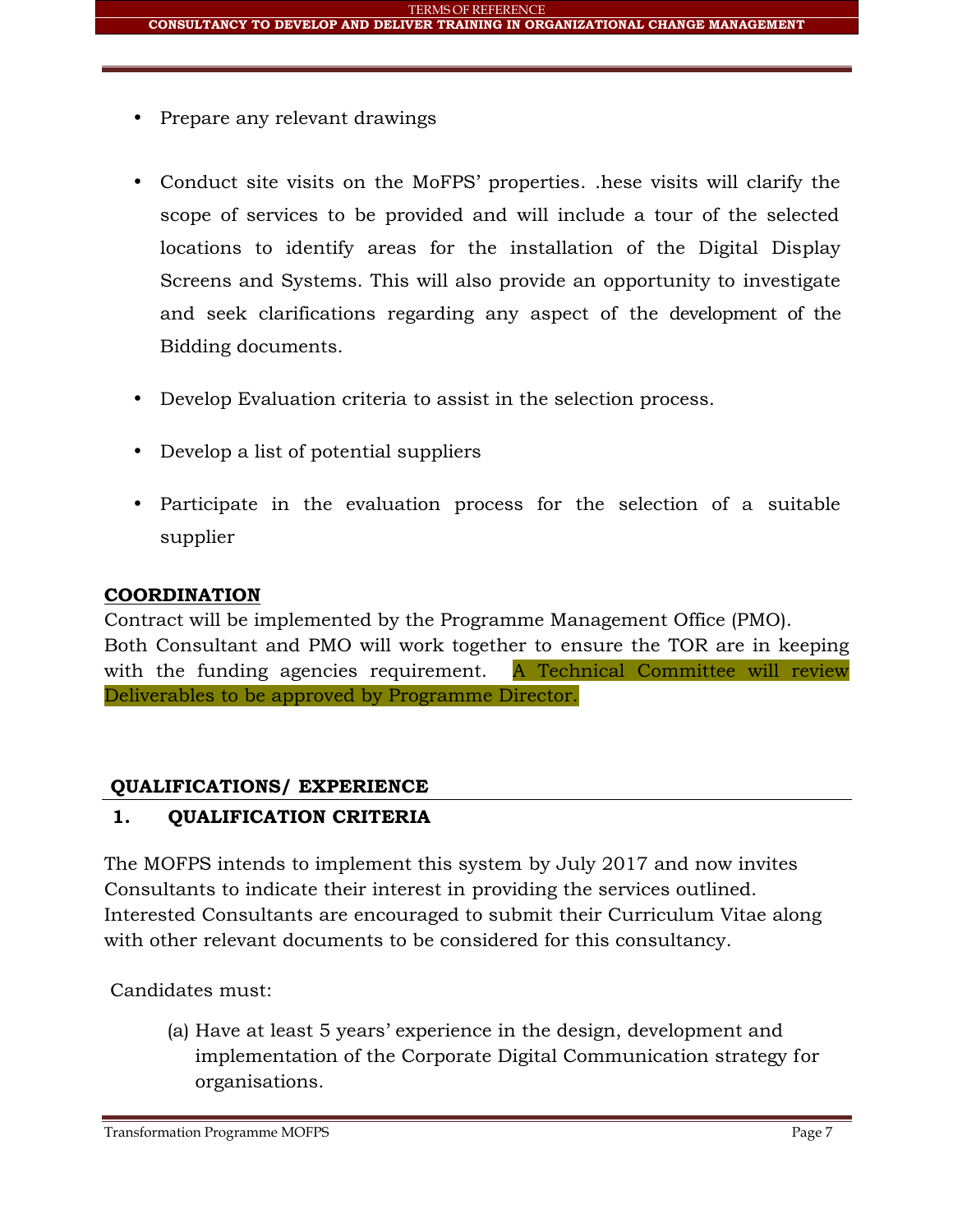- Prepare any relevant drawings
- Conduct site visits on the MoFPS' properties. .hese visits will clarify the scope of services to be provided and will include a tour of the selected locations to identify areas for the installation of the Digital Display Screens and Systems. This will also provide an opportunity to investigate and seek clarifications regarding any aspect of the development of the Bidding documents.
- Develop Evaluation criteria to assist in the selection process.
- Develop a list of potential suppliers
- Participate in the evaluation process for the selection of a suitable supplier

## COORDINATION

Contract will be implemented by the Programme Management Office (PMO). Both Consultant and PMO will work together to ensure the TOR are in keeping with the funding agencies requirement. A Technical Committee will review Deliverables to be approved by Programme Director.

## QUALIFICATIONS/ EXPERIENCE

### 1. QUALIFICATION CRITERIA

The MOFPS intends to implement this system by July 2017 and now invites Consultants to indicate their interest in providing the services outlined. Interested Consultants are encouraged to submit their Curriculum Vitae along with other relevant documents to be considered for this consultancy.

Candidates must:

(a) Have at least 5 years' experience in the design, development and implementation of the Corporate Digital Communication strategy for organisations.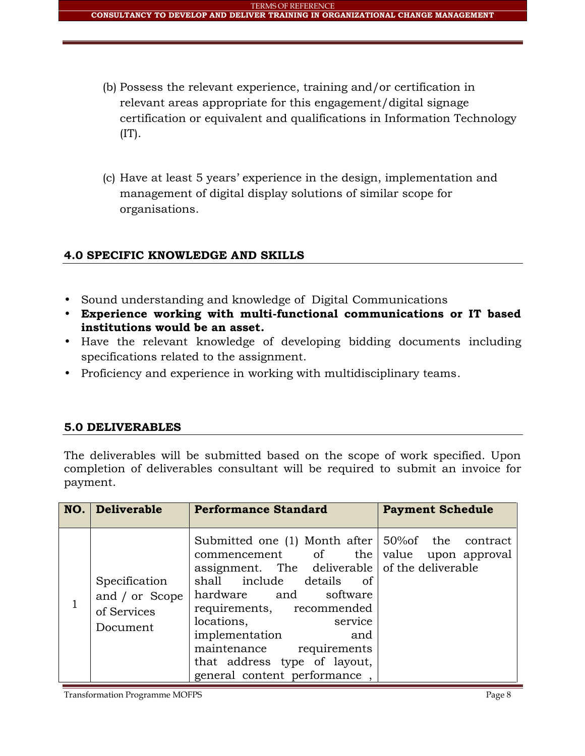(b) Possess the relevant experience, training and/or certification in relevant areas appropriate for this engagement/digital signage certification or equivalent and qualifications in Information Technology (IT).

(c) Have at least 5 years' experience in the design, implementation and management of digital display solutions of similar scope for organisations.

## 4.0 SPECIFIC KNOWLEDGE AND SKILLS

- Sound understanding and knowledge of Digital Communications
- **Experience working with multi-functional communications or IT based institutions would be an asset.**
- Have the relevant knowledge of developing bidding documents including specifications related to the assignment.
- Proficiency and experience in working with multidisciplinary teams.

## 5.0 DELIVERABLES

The deliverables will be submitted based on the scope of work specified. Upon completion of deliverables consultant will be required to submit an invoice for payment.

| NO. | Deliverable | Performance Standard | Payment Schedule |
|---|---|---|---|
| 1 | Specification and / or Scope of Services Document | Submitted one (1) Month after commencement of the assignment. The deliverable shall include details of hardware and software requirements, recommended locations, service implementation and maintenance requirements that address type of layout, general content performance , | 50%of the contract value upon approval of the deliverable |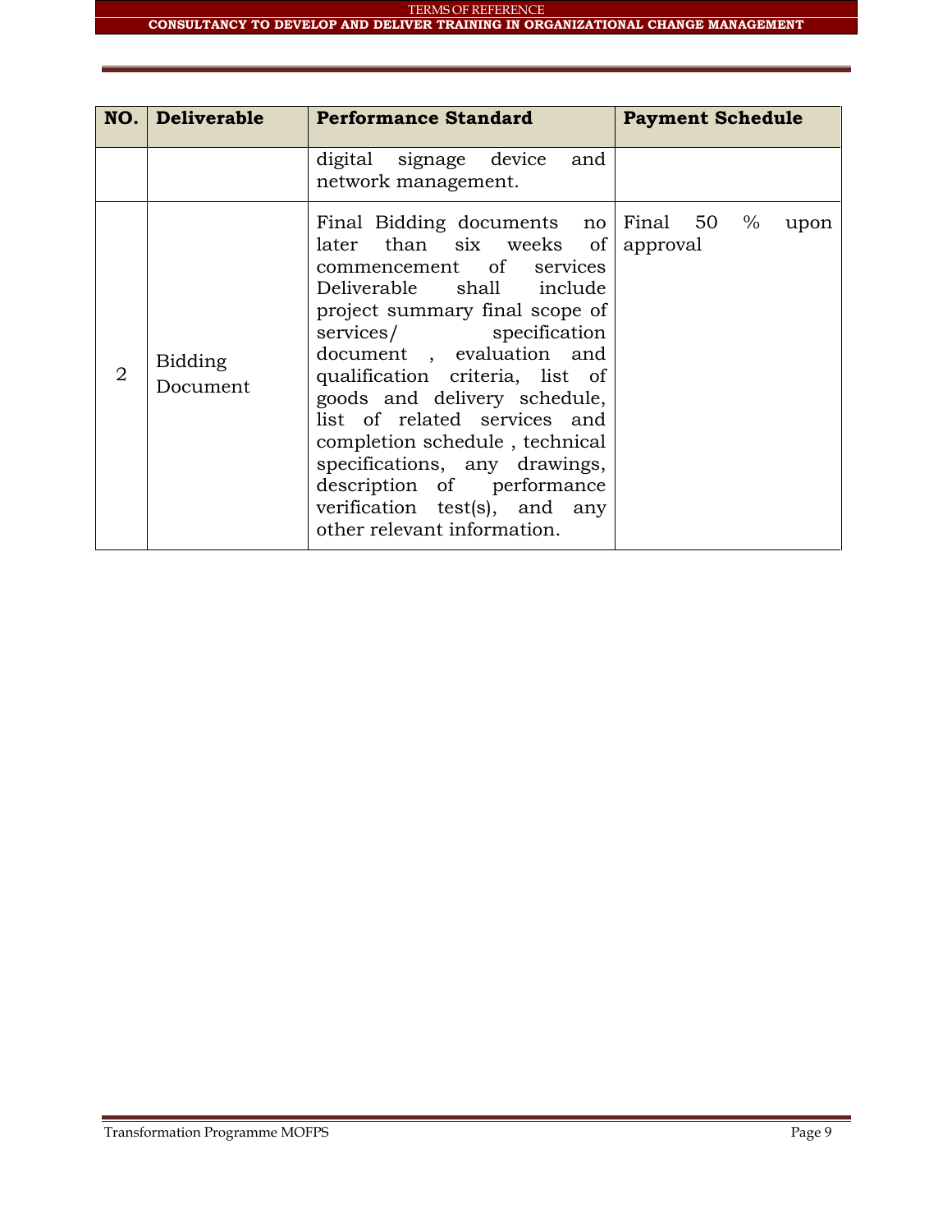| NO. | Deliverable | Performance Standard | Payment Schedule |
|---|---|---|---|
| | | digital signage device and network management. | |
| 2 | Bidding Document | Final Bidding documents no later than six weeks of commencement of services Deliverable shall include project summary final scope of services/ specification document , evaluation and qualification criteria, list of goods and delivery schedule, list of related services and completion schedule , technical specifications, any drawings, description of performance verification test(s), and any other relevant information. | Final 50 % upon approval |